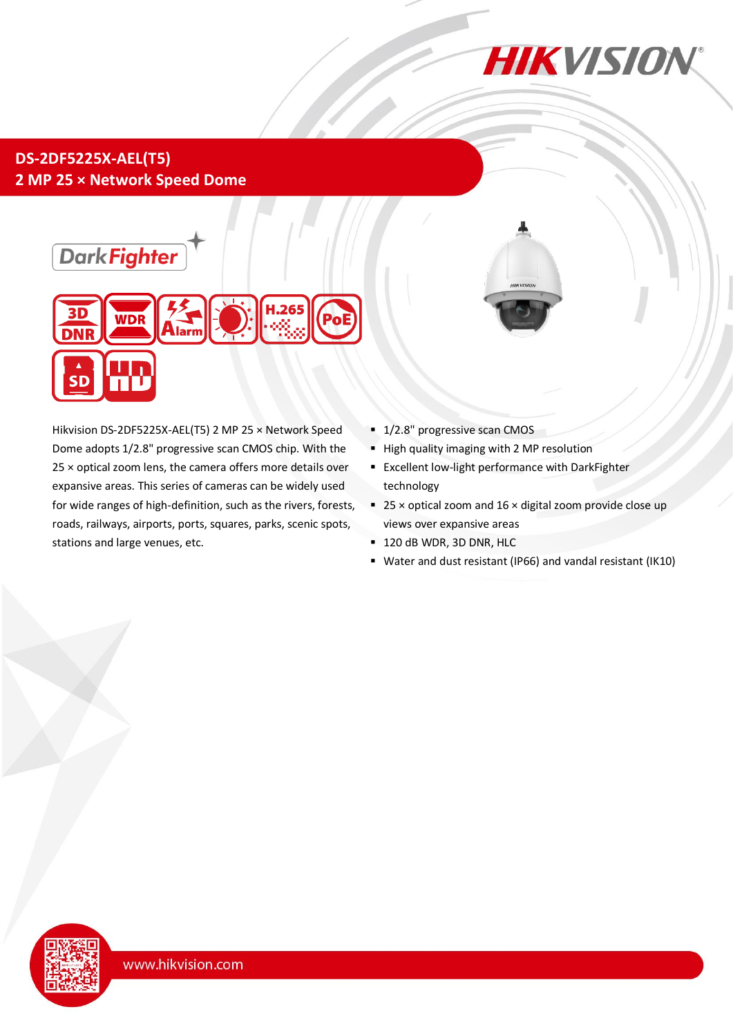# DS-2DF5225X-AEL(T5)

## 2 MP 25 × Network Speed Dome

Hikvision DS-2DF5225X-AEL(T5) 2 MP 25 × Network Speed Dome adopts 1/2.8" progressive scan CMOS chip. With the 25 × optical zoom lens, the camera offers more details over expansive areas. This series of cameras can be widely used for wide ranges of high-definition, such as the rivers, forests, roads, railways, airports, ports, squares, parks, scenic spots, stations and large venues, etc.

- 1/2.8" progressive scan CMOS
- High quality imaging with 2 MP resolution
- Excellent low-light performance with DarkFighter technology
- 25 × optical zoom and 16 × digital zoom provide close up views over expansive areas
- 120 dB WDR, 3D DNR, HLC
- Water and dust resistant (IP66) and vandal resistant (IK10)

www.hikvision.com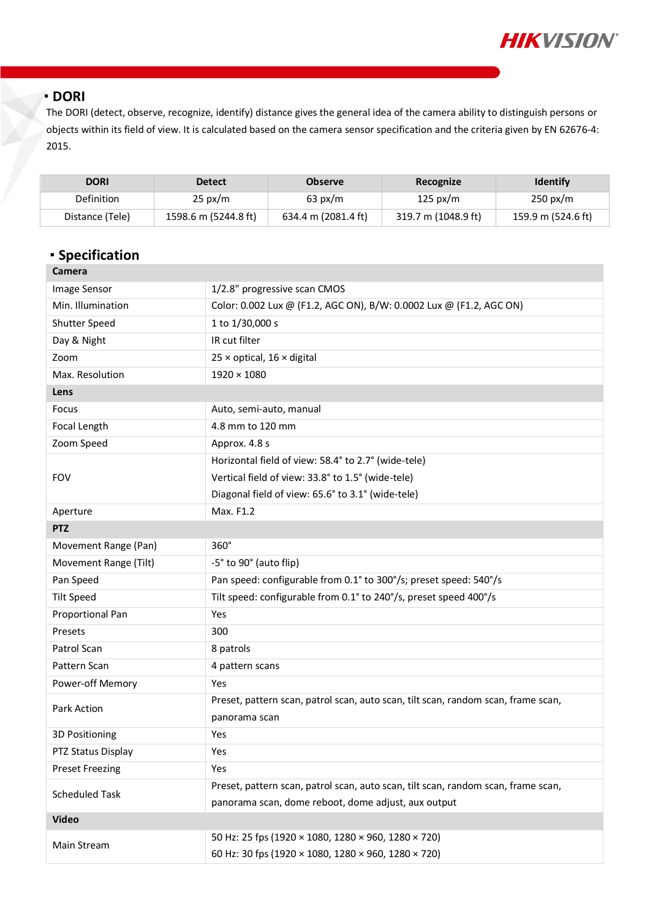## DORI

The DORI (detect, observe, recognize, identify) distance gives the general idea of the camera ability to distinguish persons or objects within its field of view. It is calculated based on the camera sensor specification and the criteria given by EN 62676-4: 2015.

| DORI | Detect | Observe | Recognize | Identify |
|---|---|---|---|---|
| Definition | 25 px/m | 63 px/m | 125 px/m | 250 px/m |
| Distance (Tele) | 1598.6 m (5244.8 ft) | 634.4 m (2081.4 ft) | 319.7 m (1048.9 ft) | 159.9 m (524.6 ft) |

## Specification

| **Camera** | |
|---|---|
| Image Sensor | 1/2.8" progressive scan CMOS |
| Min. Illumination | Color: 0.002 Lux @ (F1.2, AGC ON), B/W: 0.0002 Lux @ (F1.2, AGC ON) |
| Shutter Speed | 1 to 1/30,000 s |
| Day & Night | IR cut filter |
| Zoom | 25 × optical, 16 × digital |
| Max. Resolution | 1920 × 1080 |
| **Lens** | |
| Focus | Auto, semi-auto, manual |
| Focal Length | 4.8 mm to 120 mm |
| Zoom Speed | Approx. 4.8 s |
| FOV | Horizontal field of view: 58.4° to 2.7° (wide-tele)<br>Vertical field of view: 33.8° to 1.5° (wide-tele)<br>Diagonal field of view: 65.6° to 3.1° (wide-tele) |
| Aperture | Max. F1.2 |
| **PTZ** | |
| Movement Range (Pan) | 360° |
| Movement Range (Tilt) | -5° to 90° (auto flip) |
| Pan Speed | Pan speed: configurable from 0.1° to 300°/s; preset speed: 540°/s |
| Tilt Speed | Tilt speed: configurable from 0.1° to 240°/s, preset speed 400°/s |
| Proportional Pan | Yes |
| Presets | 300 |
| Patrol Scan | 8 patrols |
| Pattern Scan | 4 pattern scans |
| Power-off Memory | Yes |
| Park Action | Preset, pattern scan, patrol scan, auto scan, tilt scan, random scan, frame scan, panorama scan |
| 3D Positioning | Yes |
| PTZ Status Display | Yes |
| Preset Freezing | Yes |
| Scheduled Task | Preset, pattern scan, patrol scan, auto scan, tilt scan, random scan, frame scan, panorama scan, dome reboot, dome adjust, aux output |
| **Video** | |
| Main Stream | 50 Hz: 25 fps (1920 × 1080, 1280 × 960, 1280 × 720)<br>60 Hz: 30 fps (1920 × 1080, 1280 × 960, 1280 × 720) |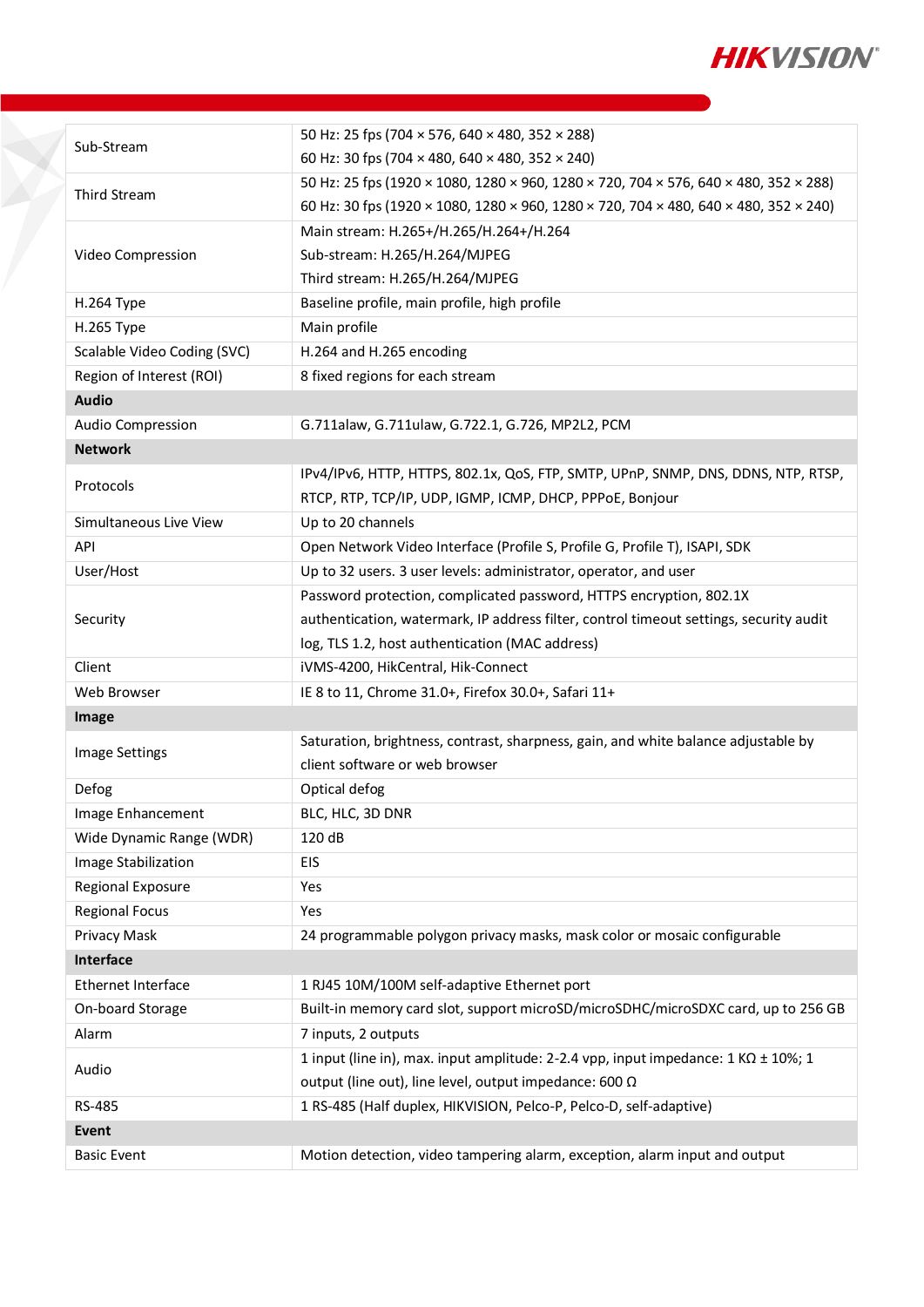| | |
|---|---|
| Sub-Stream | 50 Hz: 25 fps (704 × 576, 640 × 480, 352 × 288)<br>60 Hz: 30 fps (704 × 480, 640 × 480, 352 × 240) |
| Third Stream | 50 Hz: 25 fps (1920 × 1080, 1280 × 960, 1280 × 720, 704 × 576, 640 × 480, 352 × 288)<br>60 Hz: 30 fps (1920 × 1080, 1280 × 960, 1280 × 720, 704 × 480, 640 × 480, 352 × 240) |
| Video Compression | Main stream: H.265+/H.265/H.264+/H.264<br>Sub-stream: H.265/H.264/MJPEG<br>Third stream: H.265/H.264/MJPEG |
| H.264 Type | Baseline profile, main profile, high profile |
| H.265 Type | Main profile |
| Scalable Video Coding (SVC) | H.264 and H.265 encoding |
| Region of Interest (ROI) | 8 fixed regions for each stream |
| **Audio** | |
| Audio Compression | G.711alaw, G.711ulaw, G.722.1, G.726, MP2L2, PCM |
| **Network** | |
| Protocols | IPv4/IPv6, HTTP, HTTPS, 802.1x, QoS, FTP, SMTP, UPnP, SNMP, DNS, DDNS, NTP, RTSP, RTCP, RTP, TCP/IP, UDP, IGMP, ICMP, DHCP, PPPoE, Bonjour |
| Simultaneous Live View | Up to 20 channels |
| API | Open Network Video Interface (Profile S, Profile G, Profile T), ISAPI, SDK |
| User/Host | Up to 32 users. 3 user levels: administrator, operator, and user |
| Security | Password protection, complicated password, HTTPS encryption, 802.1X authentication, watermark, IP address filter, control timeout settings, security audit log, TLS 1.2, host authentication (MAC address) |
| Client | iVMS-4200, HikCentral, Hik-Connect |
| Web Browser | IE 8 to 11, Chrome 31.0+, Firefox 30.0+, Safari 11+ |
| **Image** | |
| Image Settings | Saturation, brightness, contrast, sharpness, gain, and white balance adjustable by client software or web browser |
| Defog | Optical defog |
| Image Enhancement | BLC, HLC, 3D DNR |
| Wide Dynamic Range (WDR) | 120 dB |
| Image Stabilization | EIS |
| Regional Exposure | Yes |
| Regional Focus | Yes |
| Privacy Mask | 24 programmable polygon privacy masks, mask color or mosaic configurable |
| **Interface** | |
| Ethernet Interface | 1 RJ45 10M/100M self-adaptive Ethernet port |
| On-board Storage | Built-in memory card slot, support microSD/microSDHC/microSDXC card, up to 256 GB |
| Alarm | 7 inputs, 2 outputs |
| Audio | 1 input (line in), max. input amplitude: 2-2.4 vpp, input impedance: 1 KΩ ± 10%; 1 output (line out), line level, output impedance: 600 Ω |
| RS-485 | 1 RS-485 (Half duplex, HIKVISION, Pelco-P, Pelco-D, self-adaptive) |
| **Event** | |
| Basic Event | Motion detection, video tampering alarm, exception, alarm input and output |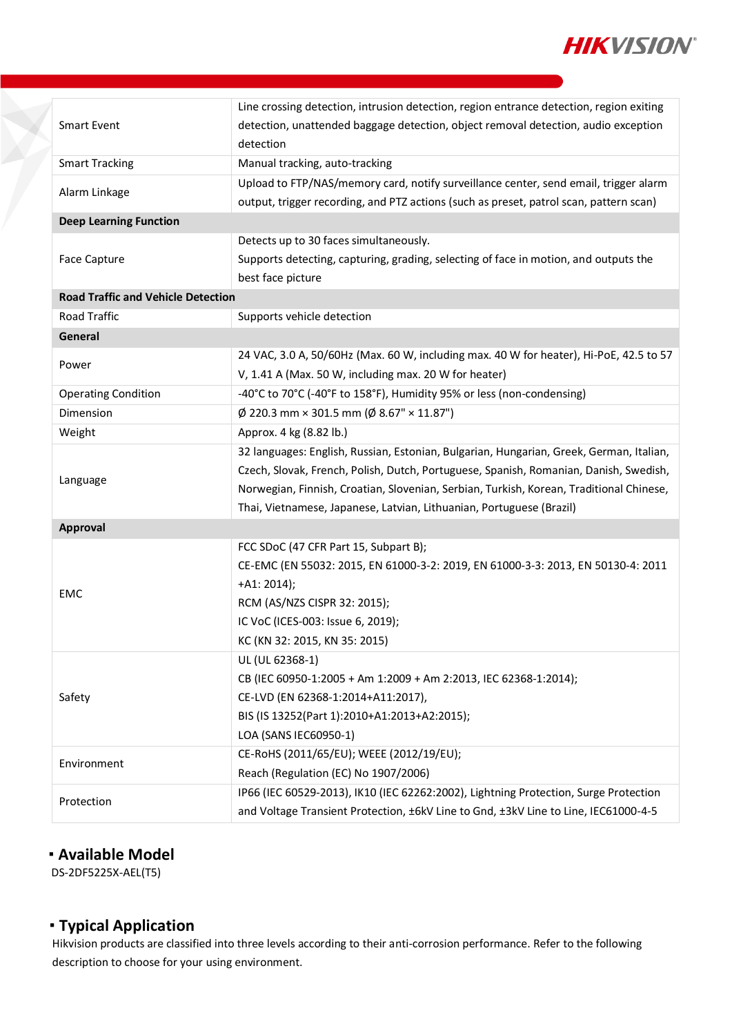| | |
|---|---|
| Smart Event | Line crossing detection, intrusion detection, region entrance detection, region exiting detection, unattended baggage detection, object removal detection, audio exception detection |
| Smart Tracking | Manual tracking, auto-tracking |
| Alarm Linkage | Upload to FTP/NAS/memory card, notify surveillance center, send email, trigger alarm output, trigger recording, and PTZ actions (such as preset, patrol scan, pattern scan) |
| **Deep Learning Function** | |
| Face Capture | Detects up to 30 faces simultaneously.<br>Supports detecting, capturing, grading, selecting of face in motion, and outputs the best face picture |
| **Road Traffic and Vehicle Detection** | |
| Road Traffic | Supports vehicle detection |
| **General** | |
| Power | 24 VAC, 3.0 A, 50/60Hz (Max. 60 W, including max. 40 W for heater), Hi-PoE, 42.5 to 57 V, 1.41 A (Max. 50 W, including max. 20 W for heater) |
| Operating Condition | -40°C to 70°C (-40°F to 158°F), Humidity 95% or less (non-condensing) |
| Dimension | Ø 220.3 mm × 301.5 mm (Ø 8.67" × 11.87") |
| Weight | Approx. 4 kg (8.82 lb.) |
| Language | 32 languages: English, Russian, Estonian, Bulgarian, Hungarian, Greek, German, Italian, Czech, Slovak, French, Polish, Dutch, Portuguese, Spanish, Romanian, Danish, Swedish, Norwegian, Finnish, Croatian, Slovenian, Serbian, Turkish, Korean, Traditional Chinese, Thai, Vietnamese, Japanese, Latvian, Lithuanian, Portuguese (Brazil) |
| **Approval** | |
| EMC | FCC SDoC (47 CFR Part 15, Subpart B);<br>CE-EMC (EN 55032: 2015, EN 61000-3-2: 2019, EN 61000-3-3: 2013, EN 50130-4: 2011 +A1: 2014);<br>RCM (AS/NZS CISPR 32: 2015);<br>IC VoC (ICES-003: Issue 6, 2019);<br>KC (KN 32: 2015, KN 35: 2015) |
| Safety | UL (UL 62368-1)<br>CB (IEC 60950-1:2005 + Am 1:2009 + Am 2:2013, IEC 62368-1:2014);<br>CE-LVD (EN 62368-1:2014+A11:2017),<br>BIS (IS 13252(Part 1):2010+A1:2013+A2:2015);<br>LOA (SANS IEC60950-1) |
| Environment | CE-RoHS (2011/65/EU); WEEE (2012/19/EU);<br>Reach (Regulation (EC) No 1907/2006) |
| Protection | IP66 (IEC 60529-2013), IK10 (IEC 62262:2002), Lightning Protection, Surge Protection and Voltage Transient Protection, ±6kV Line to Gnd, ±3kV Line to Line, IEC61000-4-5 |

## Available Model

DS-2DF5225X-AEL(T5)

## Typical Application

Hikvision products are classified into three levels according to their anti-corrosion performance. Refer to the following description to choose for your using environment.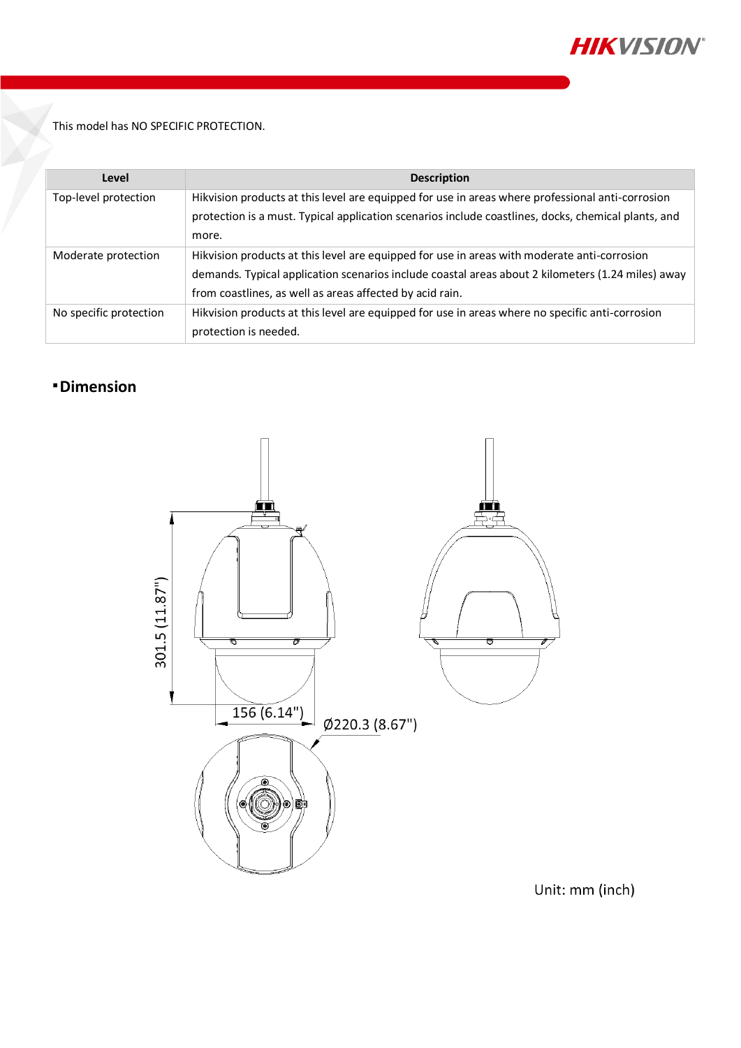This model has NO SPECIFIC PROTECTION.

| Level | Description |
| --- | --- |
| Top-level protection | Hikvision products at this level are equipped for use in areas where professional anti-corrosion protection is a must. Typical application scenarios include coastlines, docks, chemical plants, and more. |
| Moderate protection | Hikvision products at this level are equipped for use in areas with moderate anti-corrosion demands. Typical application scenarios include coastal areas about 2 kilometers (1.24 miles) away from coastlines, as well as areas affected by acid rain. |
| No specific protection | Hikvision products at this level are equipped for use in areas where no specific anti-corrosion protection is needed. |

## Dimension

301.5 (11.87")

156 (6.14")

Ø220.3 (8.67")

Unit: mm (inch)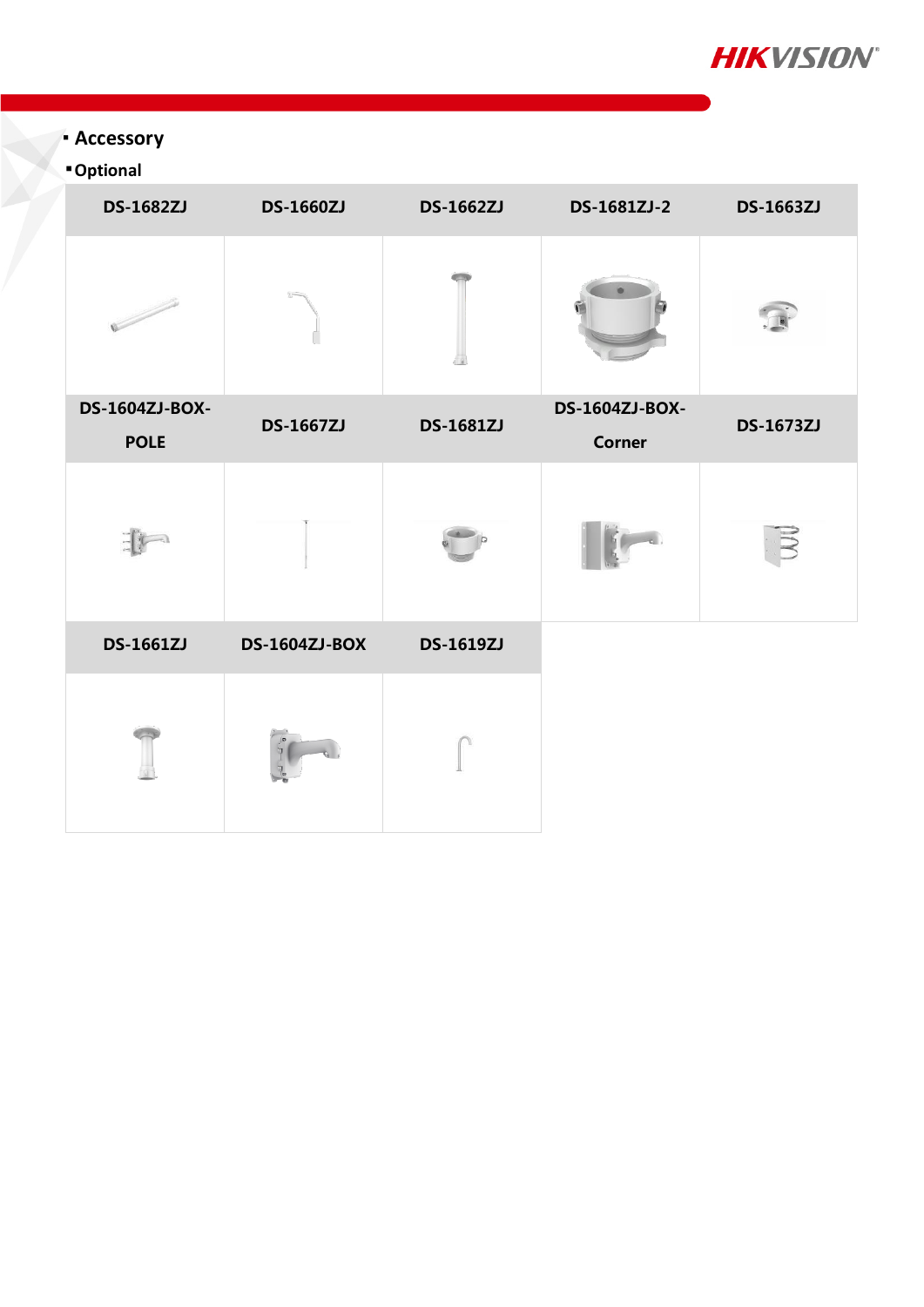- **Accessory**
- **Optional**

| DS-1682ZJ | DS-1660ZJ | DS-1662ZJ | DS-1681ZJ-2 | DS-1663ZJ |
|---|---|---|---|---|
| | | | | |
| **DS-1604ZJ-BOX-POLE** | **DS-1667ZJ** | **DS-1681ZJ** | **DS-1604ZJ-BOX-Corner** | **DS-1673ZJ** |
| | | | | |
| **DS-1661ZJ** | **DS-1604ZJ-BOX** | **DS-1619ZJ** | | |
| | | | | |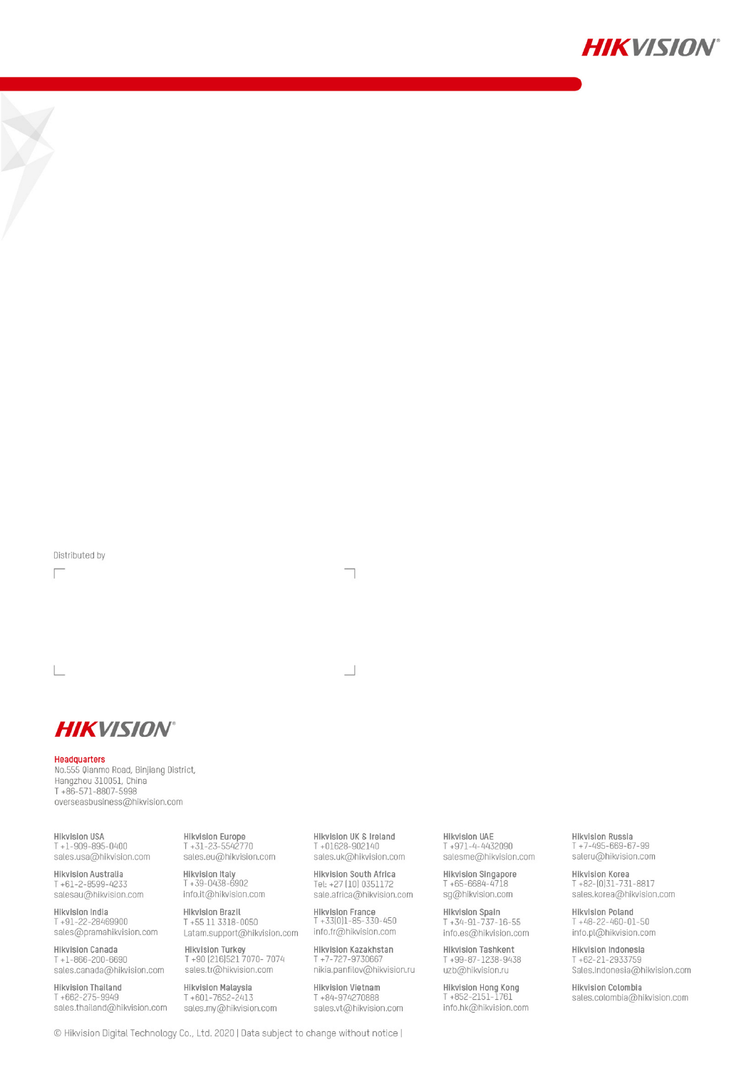Distributed by

**HIKVISION**

**Headquarters**
No.555 Qianmo Road, Binjiang District,
Hangzhou 310051, China
T +86-571-8807-5998
overseasbusiness@hikvision.com

**Hikvision USA**
T +1-909-895-0400
sales.usa@hikvision.com

**Hikvision Australia**
T +61-2-8599-4233
salesau@hikvision.com

**Hikvision India**
T +91-22-28469900
sales@pramahikvision.com

**Hikvision Canada**
T +1-866-200-6690
sales.canada@hikvision.com

**Hikvision Thailand**
T +662-275-9949
sales.thailand@hikvision.com

**Hikvision Europe**
T +31-23-5542770
sales.eu@hikvision.com

**Hikvision Italy**
T +39-0438-6902
info.it@hikvision.com

**Hikvision Brazil**
T +55 11 3318-0050
Latam.support@hikvision.com

**Hikvision Turkey**
T +90 (216)521 7070- 7074
sales.tr@hikvision.com

**Hikvision Malaysia**
T +601-7652-2413
sales.my@hikvision.com

**Hikvision UK & Ireland**
T +01628-902140
sales.uk@hikvision.com

**Hikvision South Africa**
Tel: +27 (10) 0351172
sale.africa@hikvision.com

**Hikvision France**
T +33(0)1-85-330-450
info.fr@hikvision.com

**Hikvision Kazakhstan**
T +7-727-9730667
nikia.panfilov@hikvision.ru

**Hikvision Vietnam**
T +84-974270888
sales.vt@hikvision.com

**Hikvision UAE**
T +971-4-4432090
salesme@hikvision.com

**Hikvision Singapore**
T +65-6684-4718
sg@hikvision.com

**Hikvision Spain**
T +34-91-737-16-55
info.es@hikvision.com

**Hikvision Tashkent**
T +99-87-1238-9438
uzb@hikvision.ru

**Hikvision Hong Kong**
T +852-2151-1761
info.hk@hikvision.com

**Hikvision Russia**
T +7-495-669-67-99
saleru@hikvision.com

**Hikvision Korea**
T +82-(0)31-731-8817
sales.korea@hikvision.com

**Hikvision Poland**
T +48-22-460-01-50
info.pl@hikvision.com

**Hikvision Indonesia**
T +62-21-2933759
Sales.Indonesia@hikvision.com

**Hikvision Colombia**
sales.colombia@hikvision.com

© Hikvision Digital Technology Co., Ltd. 2020 | Data subject to change without notice |